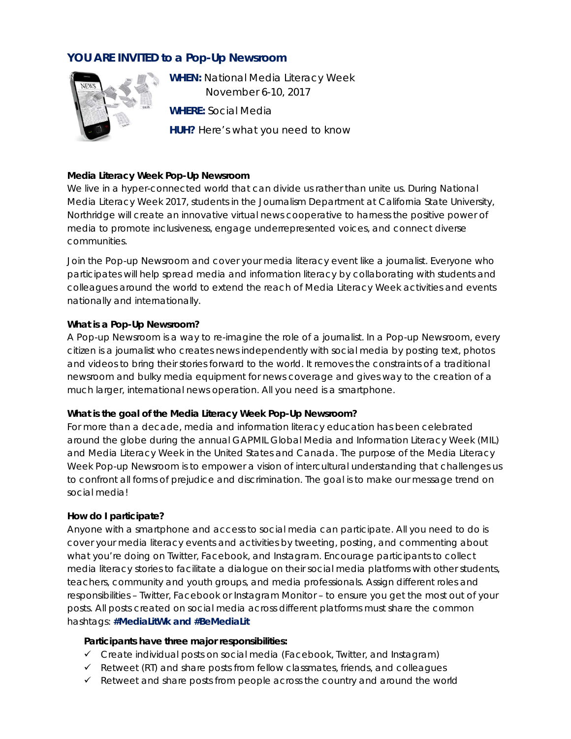## YOU ARE INVITED to a Pop-Up Newsroom

**WHEN:** National Media Literacy Week
November 6-10, 2017

**WHERE:** Social Media

**HUH?** Here's what you need to know

**Media Literacy Week Pop-Up Newsroom**

We live in a hyper-connected world that can divide us rather than unite us. During National Media Literacy Week 2017, students in the Journalism Department at California State University, Northridge will create an innovative virtual news cooperative to harness the positive power of media to promote inclusiveness, engage underrepresented voices, and connect diverse communities.

Join the Pop-up Newsroom and cover your media literacy event like a journalist. Everyone who participates will help spread media and information literacy by collaborating with students and colleagues around the world to extend the reach of Media Literacy Week activities and events nationally and internationally.

**What is a Pop-Up Newsroom?**

A Pop-up Newsroom is a way to re-imagine the role of a journalist. In a Pop-up Newsroom, every citizen is a journalist who creates news independently with social media by posting text, photos and videos to bring their stories forward to the world. It removes the constraints of a traditional newsroom and bulky media equipment for news coverage and gives way to the creation of a much larger, international news operation. All you need is a smartphone.

**What is the goal of the Media Literacy Week Pop-Up Newsroom?**

For more than a decade, media and information literacy education has been celebrated around the globe during the annual GAPMIL Global Media and Information Literacy Week (MIL) and Media Literacy Week in the United States and Canada. The purpose of the Media Literacy Week Pop-up Newsroom is to empower a vision of intercultural understanding that challenges us to confront all forms of prejudice and discrimination. The goal is to make our message trend on social media!

**How do I participate?**

Anyone with a smartphone and access to social media can participate. All you need to do is cover your media literacy events and activities by tweeting, posting, and commenting about what you're doing on Twitter, Facebook, and Instagram. Encourage participants to collect media literacy stories to facilitate a dialogue on their social media platforms with other students, teachers, community and youth groups, and media professionals. Assign different roles and responsibilities – Twitter, Facebook or Instagram Monitor – to ensure you get the most out of your posts. All posts created on social media across different platforms must share the common hashtags: **#MediaLitWk and #BeMediaLit**

**Participants have three major responsibilities:**

- ✓ Create individual posts on social media (Facebook, Twitter, and Instagram)
- ✓ Retweet (RT) and share posts from fellow classmates, friends, and colleagues
- ✓ Retweet and share posts from people across the country and around the world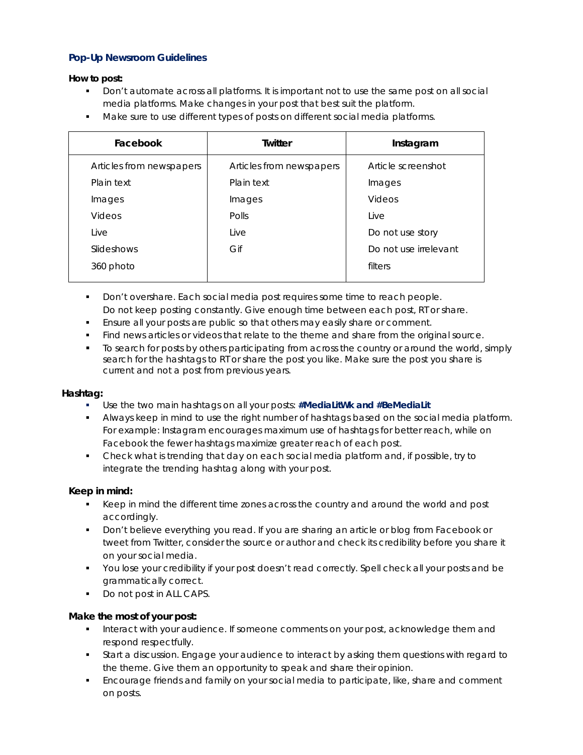### Pop-Up Newsroom Guidelines

**How to post:**

- Don't automate across all platforms. It is important not to use the same post on all social media platforms. Make changes in your post that best suit the platform.
- Make sure to use different types of posts on different social media platforms.

| Facebook | Twitter | Instagram |
|---|---|---|
| Articles from newspapers | Articles from newspapers | Article screenshot |
| Plain text | Plain text | Images |
| Images | Images | Videos |
| Videos | Polls | Live |
| Live | Live | Do not use story |
| Slideshows | Gif | Do not use irrelevant filters |
| 360 photo | | |

- Don't overshare. Each social media post requires some time to reach people. Do not keep posting constantly. Give enough time between each post, RT or share.
- Ensure all your posts are public so that others may easily share or comment.
- Find news articles or videos that relate to the theme and share from the original source.
- To search for posts by others participating from across the country or around the world, simply search for the hashtags to RT or share the post you like. Make sure the post you share is current and not a post from previous years.

**Hashtag:**

- Use the two main hashtags on all your posts: **#MediaLitWk and #BeMediaLit**
- Always keep in mind to use the right number of hashtags based on the social media platform. For example: Instagram encourages maximum use of hashtags for better reach, while on Facebook the fewer hashtags maximize greater reach of each post.
- Check what is trending that day on each social media platform and, if possible, try to integrate the trending hashtag along with your post.

**Keep in mind:**

- Keep in mind the different time zones across the country and around the world and post accordingly.
- Don't believe everything you read. If you are sharing an article or blog from Facebook or tweet from Twitter, consider the source or author and check its credibility before you share it on your social media.
- You lose your credibility if your post doesn't read correctly. Spell check all your posts and be grammatically correct.
- Do not post in ALL CAPS.

**Make the most of your post:**

- Interact with your audience. If someone comments on your post, acknowledge them and respond respectfully.
- Start a discussion. Engage your audience to interact by asking them questions with regard to the theme. Give them an opportunity to speak and share their opinion.
- Encourage friends and family on your social media to participate, like, share and comment on posts.